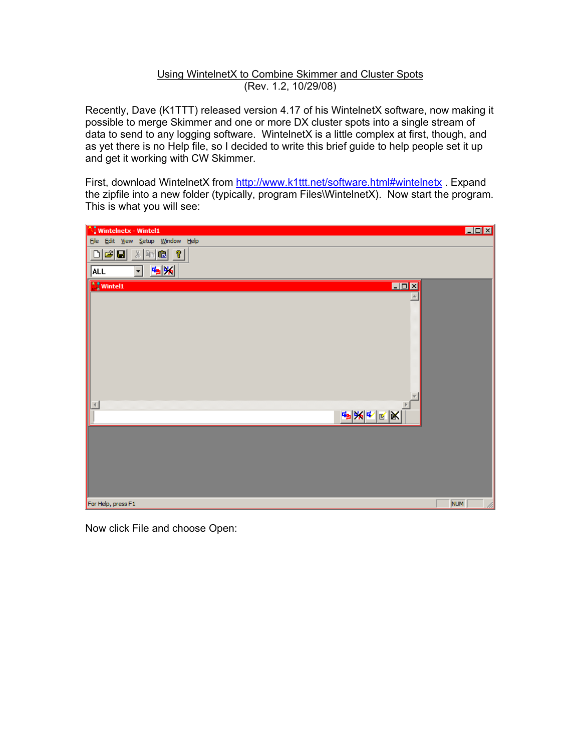# Using WintelnetX to Combine Skimmer and Cluster Spots

(Rev. 1.2, 10/29/08)

Recently, Dave (K1TTT) released version 4.17 of his WintelnetX software, now making it possible to merge Skimmer and one or more DX cluster spots into a single stream of data to send to any logging software. WintelnetX is a little complex at first, though, and as yet there is no Help file, so I decided to write this brief guide to help people set it up and get it working with CW Skimmer.

First, download WintelnetX from http://www.k1ttt.net/software.html#wintelnetx . Expand the zipfile into a new folder (typically, program Files\WintelnetX). Now start the program. This is what you will see:

Now click File and choose Open: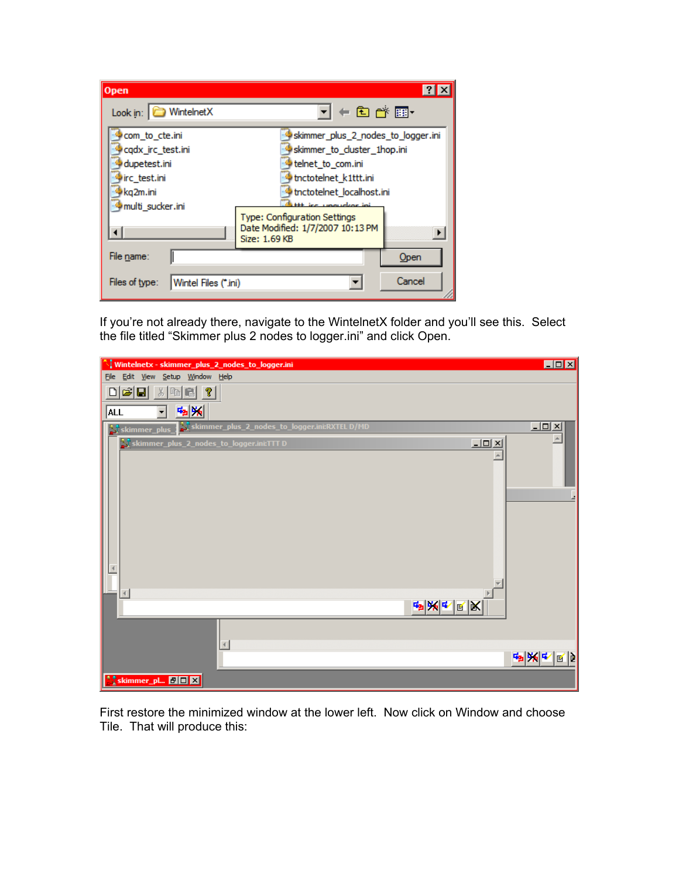If you're not already there, navigate to the WintelnetX folder and you'll see this. Select the file titled "Skimmer plus 2 nodes to logger.ini" and click Open.

First restore the minimized window at the lower left. Now click on Window and choose Tile. That will produce this: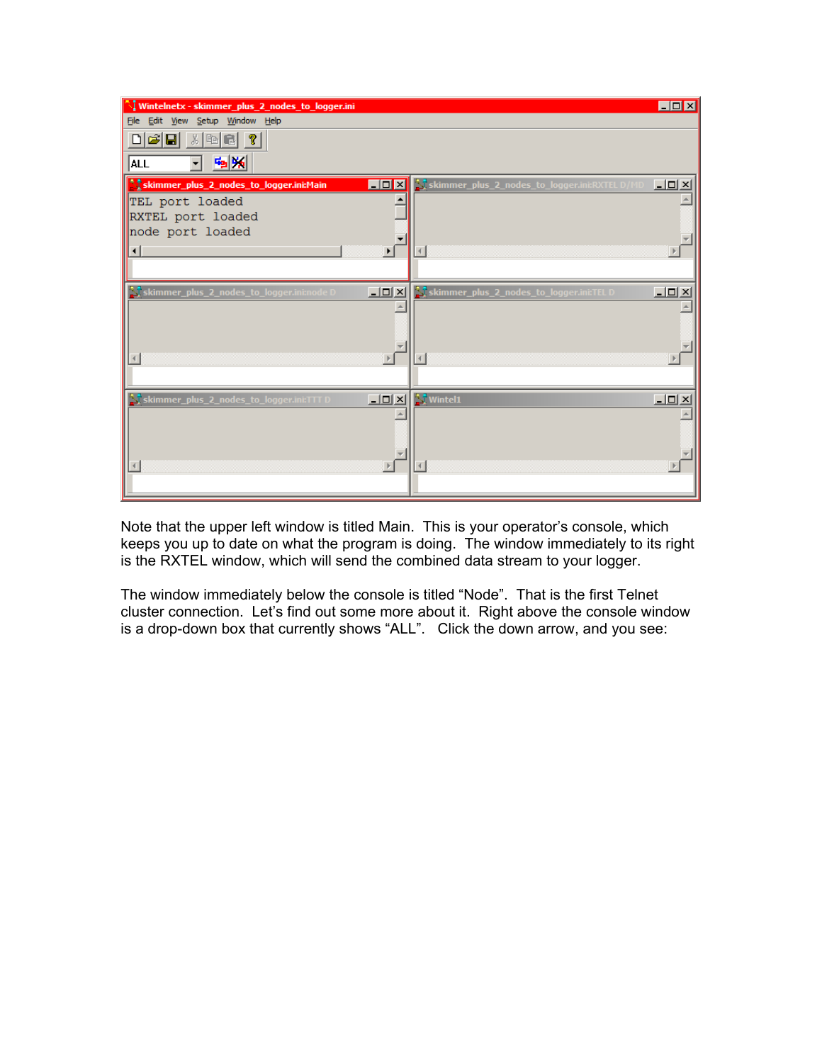Note that the upper left window is titled Main. This is your operator's console, which keeps you up to date on what the program is doing. The window immediately to its right is the RXTEL window, which will send the combined data stream to your logger.

The window immediately below the console is titled "Node". That is the first Telnet cluster connection. Let's find out some more about it. Right above the console window is a drop-down box that currently shows "ALL". Click the down arrow, and you see: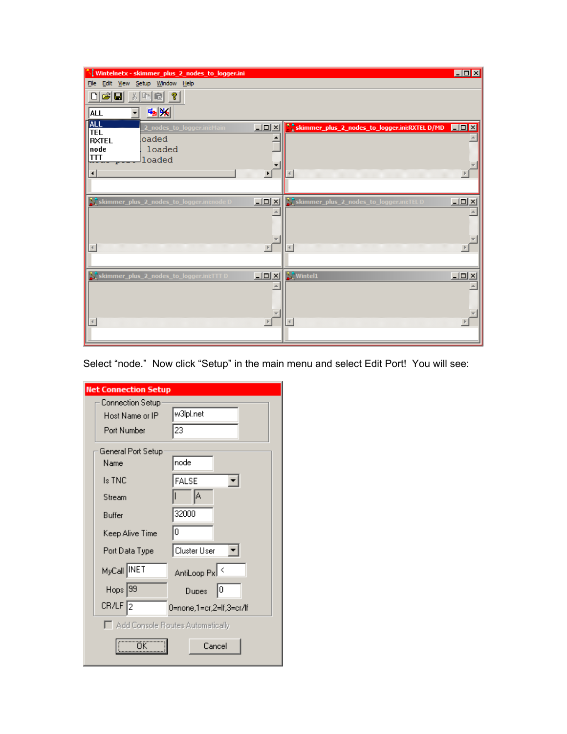Select “node.”  Now click “Setup” in the main menu and select Edit Port!  You will see: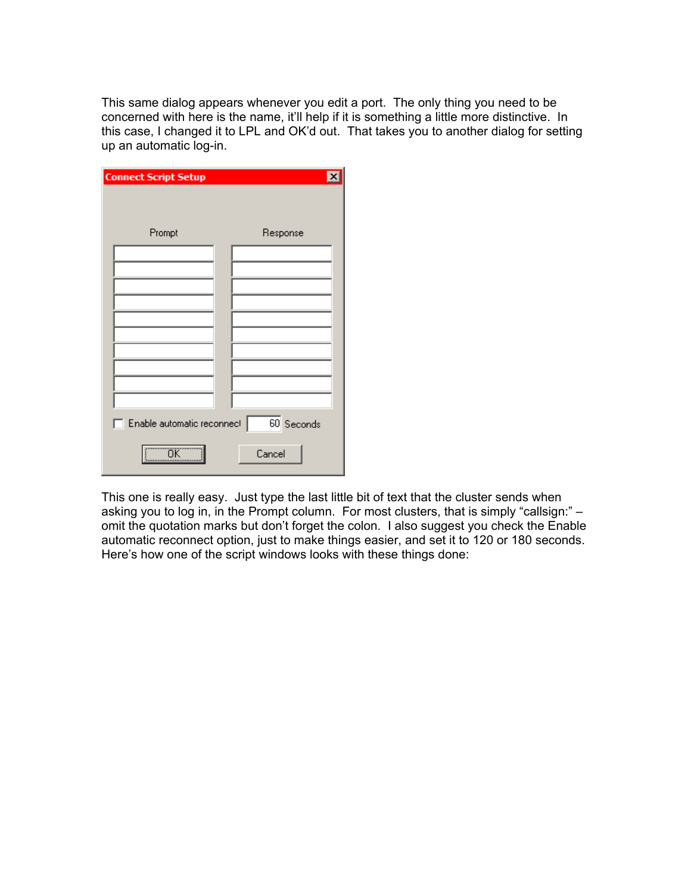This same dialog appears whenever you edit a port. The only thing you need to be concerned with here is the name, it'll help if it is something a little more distinctive. In this case, I changed it to LPL and OK'd out. That takes you to another dialog for setting up an automatic log-in.

This one is really easy. Just type the last little bit of text that the cluster sends when asking you to log in, in the Prompt column. For most clusters, that is simply "callsign:" – omit the quotation marks but don't forget the colon. I also suggest you check the Enable automatic reconnect option, just to make things easier, and set it to 120 or 180 seconds. Here's how one of the script windows looks with these things done: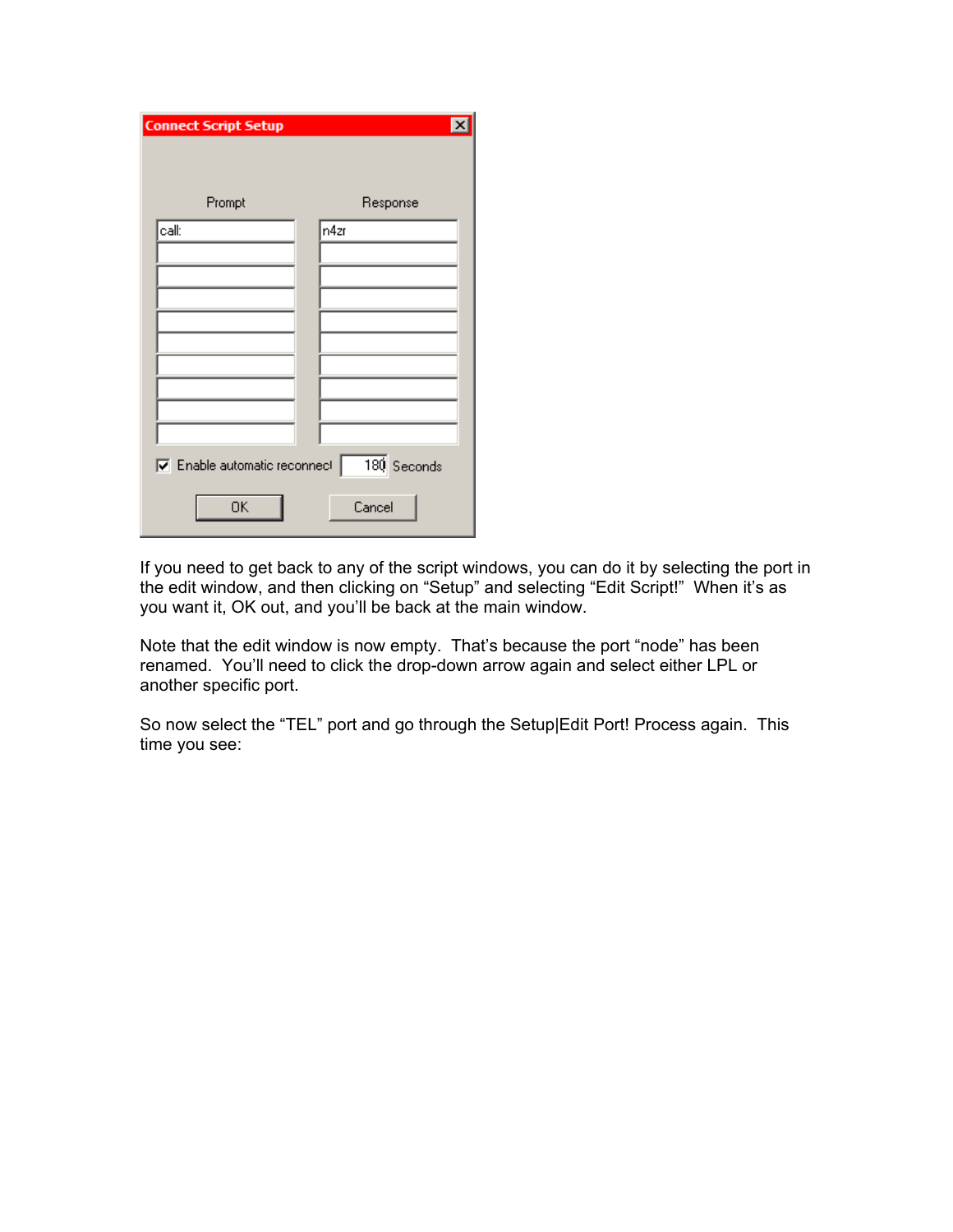Connect Script Setup

| Prompt | Response |
|---|---|
| call: | n4zr |
| | |
| | |
| | |
| | |
| | |
| | |
| | |
| | |
| | |

☑ Enable automatic reconnect 180 Seconds

OK Cancel

If you need to get back to any of the script windows, you can do it by selecting the port in the edit window, and then clicking on "Setup" and selecting "Edit Script!" When it's as you want it, OK out, and you'll be back at the main window.

Note that the edit window is now empty. That's because the port "node" has been renamed. You'll need to click the drop-down arrow again and select either LPL or another specific port.

So now select the "TEL" port and go through the Setup|Edit Port! Process again. This time you see: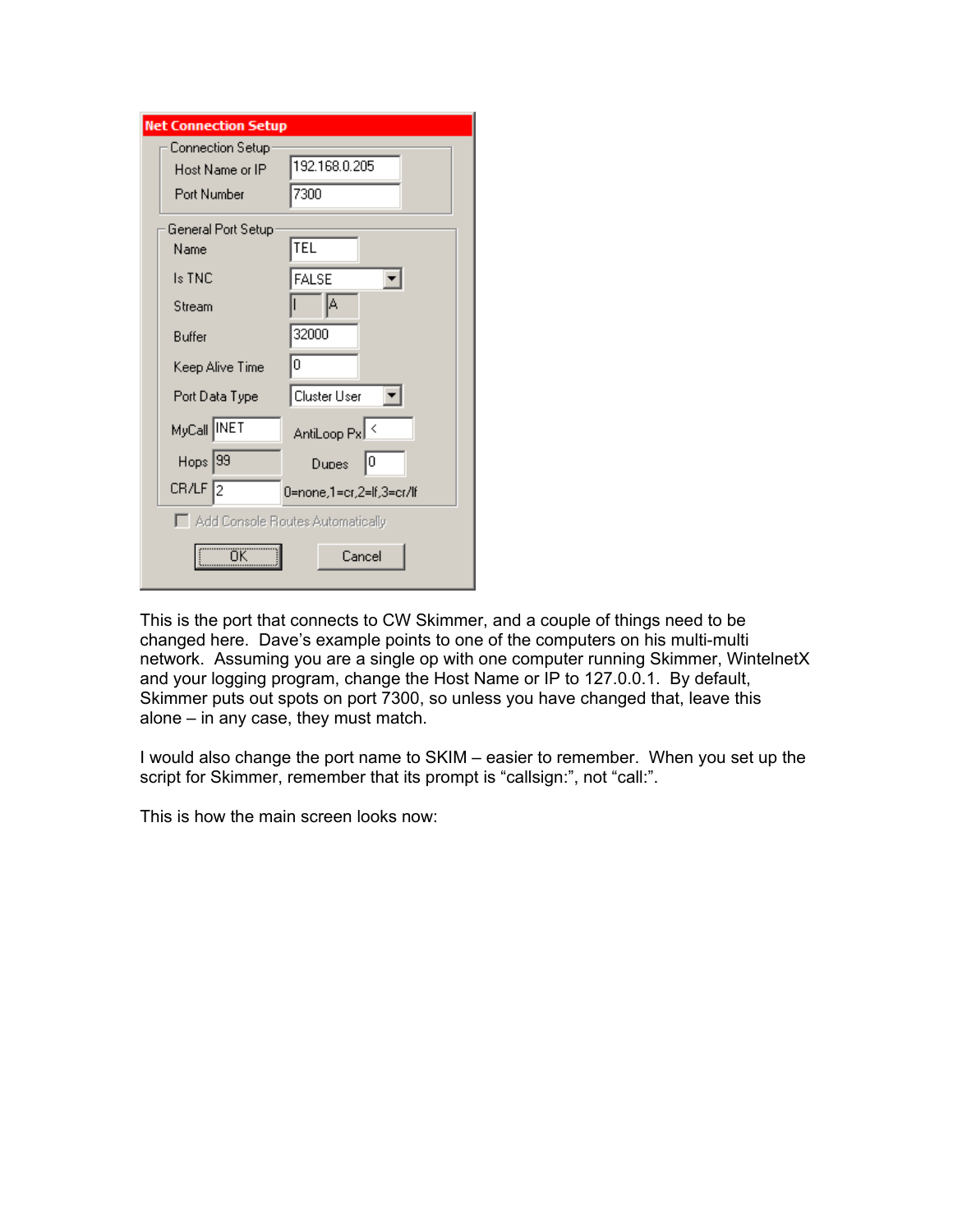**Net Connection Setup**

Connection Setup

| Field | Value |
| --- | --- |
| Host Name or IP | 192.168.0.205 |
| Port Number | 7300 |

General Port Setup

| Field | Value |
| --- | --- |
| Name | TEL |
| Is TNC | FALSE |
| Stream | I A |
| Buffer | 32000 |
| Keep Alive Time | 0 |
| Port Data Type | Cluster User |
| MyCall | INET |
| AntiLoop Px | < |
| Hops | 99 |
| Dupes | 0 |
| CR/LF | 2 (0=none,1=cr,2=lf,3=cr/lf) |

Add Console Routes Automatically

OK Cancel

This is the port that connects to CW Skimmer, and a couple of things need to be changed here. Dave's example points to one of the computers on his multi-multi network. Assuming you are a single op with one computer running Skimmer, WintelnetX and your logging program, change the Host Name or IP to 127.0.0.1. By default, Skimmer puts out spots on port 7300, so unless you have changed that, leave this alone – in any case, they must match.

I would also change the port name to SKIM – easier to remember. When you set up the script for Skimmer, remember that its prompt is "callsign:", not "call:".

This is how the main screen looks now: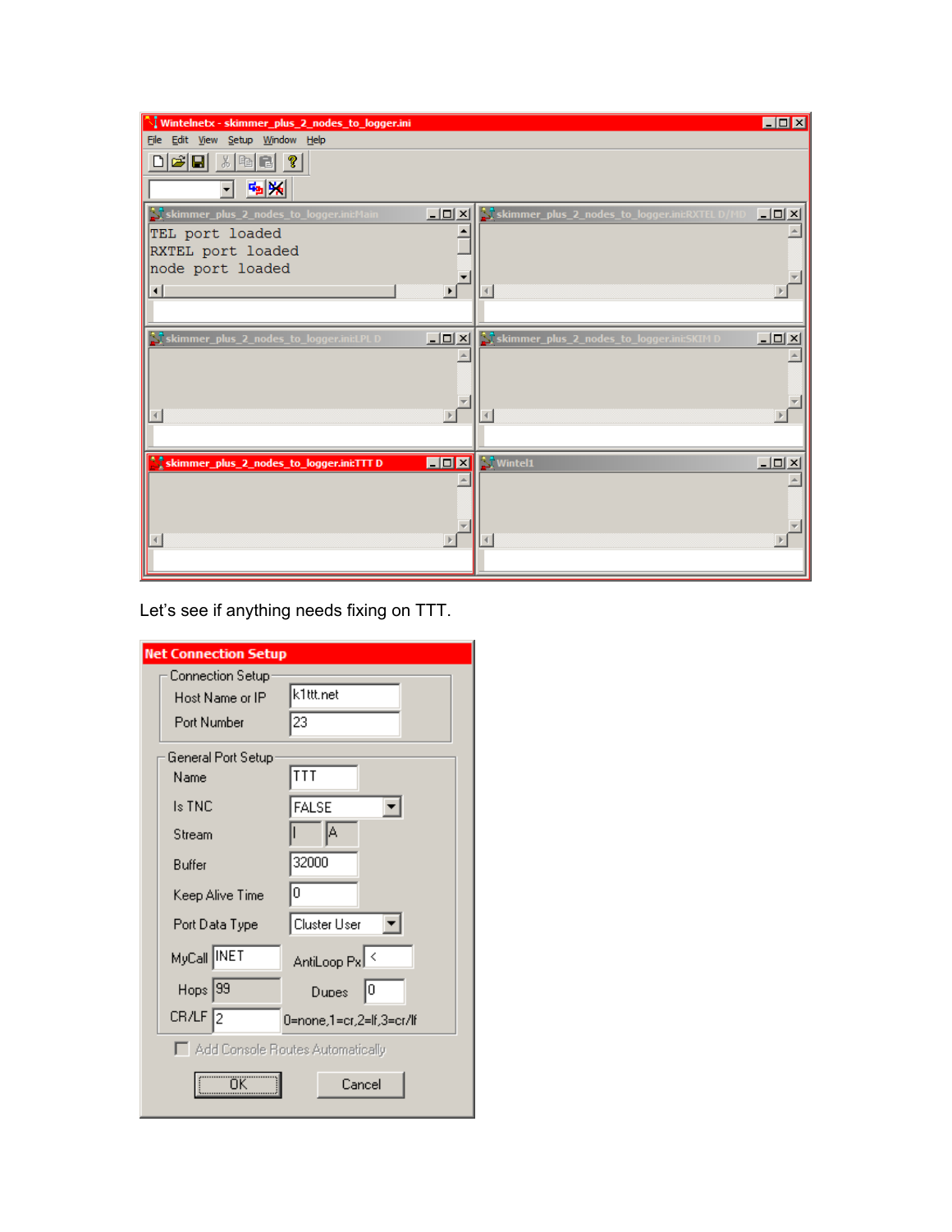Let's see if anything needs fixing on TTT.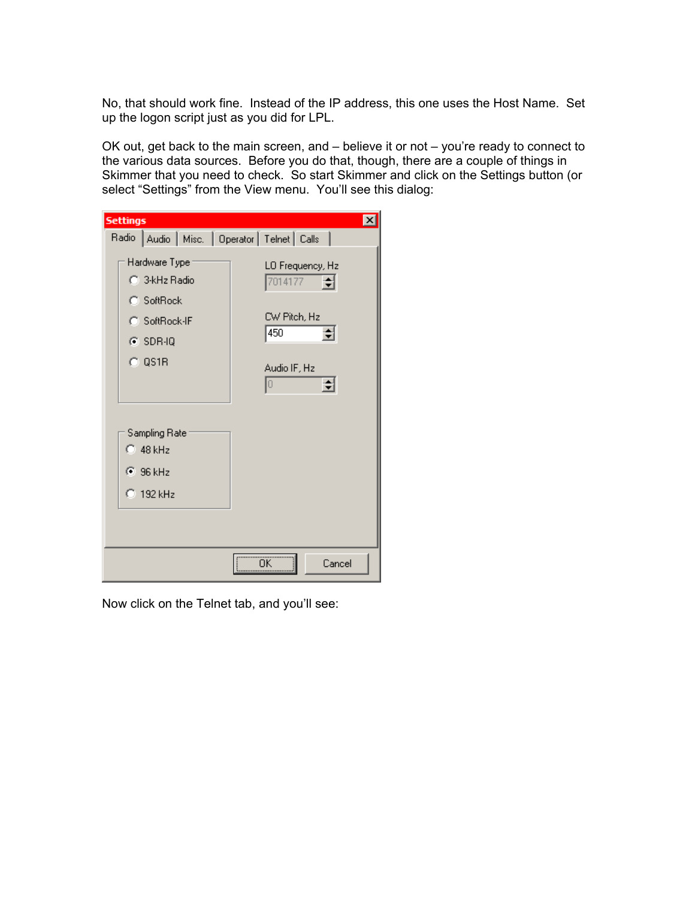No, that should work fine. Instead of the IP address, this one uses the Host Name. Set up the logon script just as you did for LPL.

OK out, get back to the main screen, and – believe it or not – you're ready to connect to the various data sources. Before you do that, though, there are a couple of things in Skimmer that you need to check. So start Skimmer and click on the Settings button (or select "Settings" from the View menu. You'll see this dialog:

Now click on the Telnet tab, and you'll see: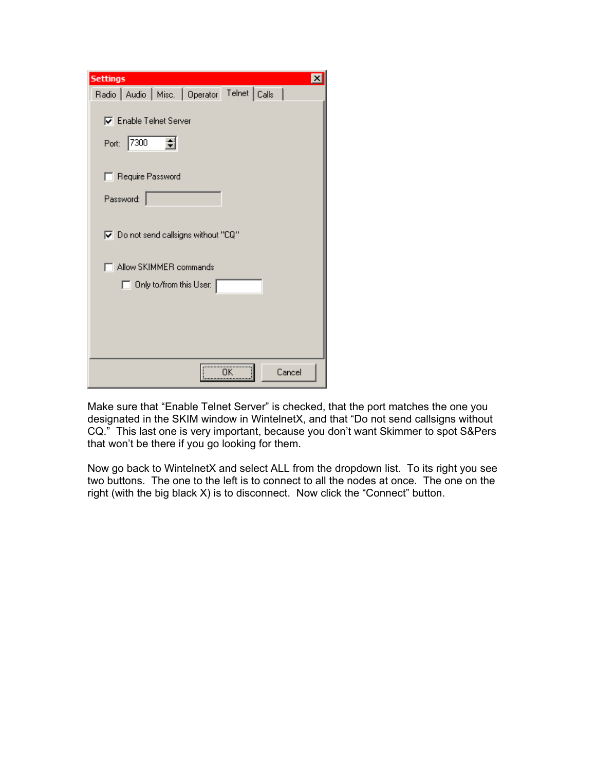Make sure that “Enable Telnet Server” is checked, that the port matches the one you designated in the SKIM window in WintelnetX, and that “Do not send callsigns without CQ.” This last one is very important, because you don’t want Skimmer to spot S&Pers that won’t be there if you go looking for them.

Now go back to WintelnetX and select ALL from the dropdown list. To its right you see two buttons. The one to the left is to connect to all the nodes at once. The one on the right (with the big black X) is to disconnect. Now click the “Connect” button.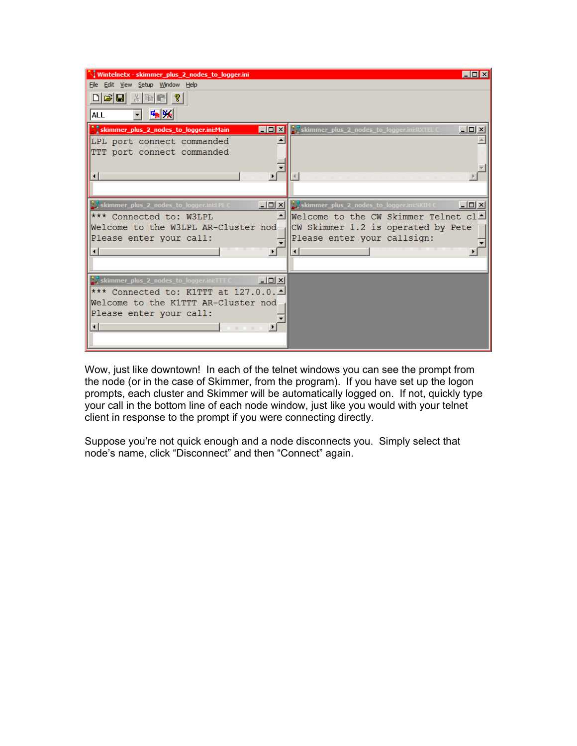Wow, just like downtown! In each of the telnet windows you can see the prompt from the node (or in the case of Skimmer, from the program). If you have set up the logon prompts, each cluster and Skimmer will be automatically logged on. If not, quickly type your call in the bottom line of each node window, just like you would with your telnet client in response to the prompt if you were connecting directly.

Suppose you're not quick enough and a node disconnects you. Simply select that node's name, click "Disconnect" and then "Connect" again.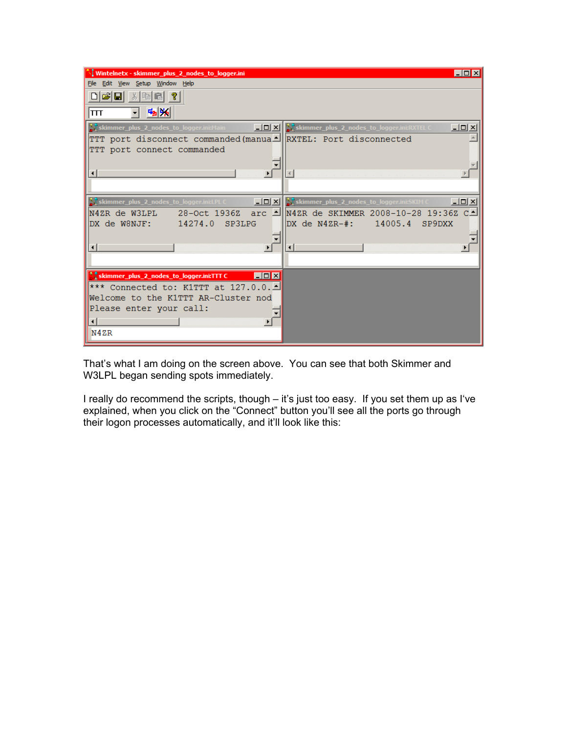```
Wintelnetx - skimmer_plus_2_nodes_to_logger.ini
File  Edit  View  Setup  Window  Help

TTT

skimmer_plus_2_nodes_to_logger.ini:Main
TTT port disconnect commanded(manua
TTT port connect commanded

skimmer_plus_2_nodes_to_logger.ini:RXTEL C
RXTEL: Port disconnected

skimmer_plus_2_nodes_to_logger.ini:LPL C
N4ZR de W3LPL     28-Oct 1936Z  arc
DX de W8NJF:      14274.0   SP3LPG

skimmer_plus_2_nodes_to_logger.ini:SKIM C
N4ZR de SKIMMER 2008-10-28 19:36Z C
DX de N4ZR-#:     14005.4   SP9DXX

skimmer_plus_2_nodes_to_logger.ini:TTT C
*** Connected to: K1TTT at 127.0.0.
Welcome to the K1TTT AR-Cluster nod
Please enter your call:
N4ZR
```

That's what I am doing on the screen above. You can see that both Skimmer and W3LPL began sending spots immediately.

I really do recommend the scripts, though – it's just too easy. If you set them up as I've explained, when you click on the "Connect" button you'll see all the ports go through their logon processes automatically, and it'll look like this: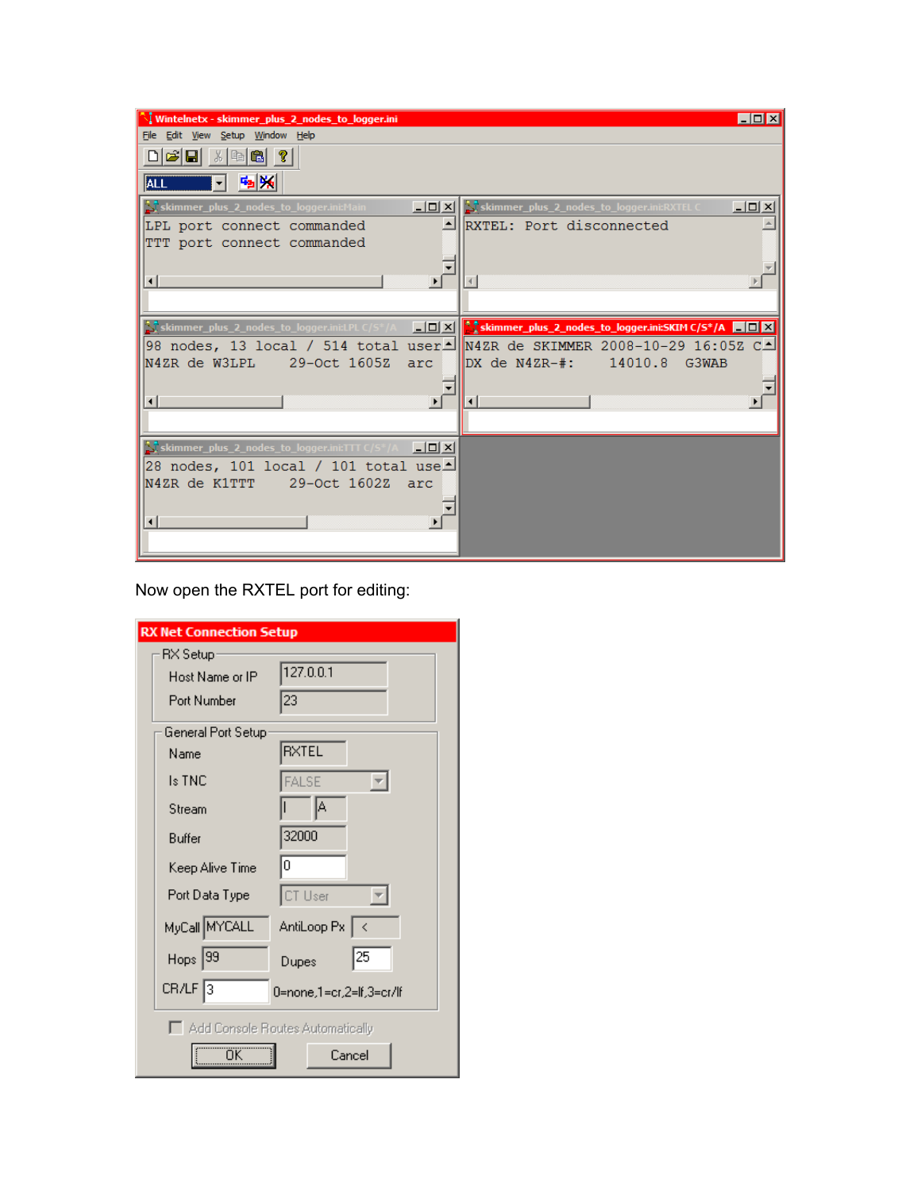Now open the RXTEL port for editing: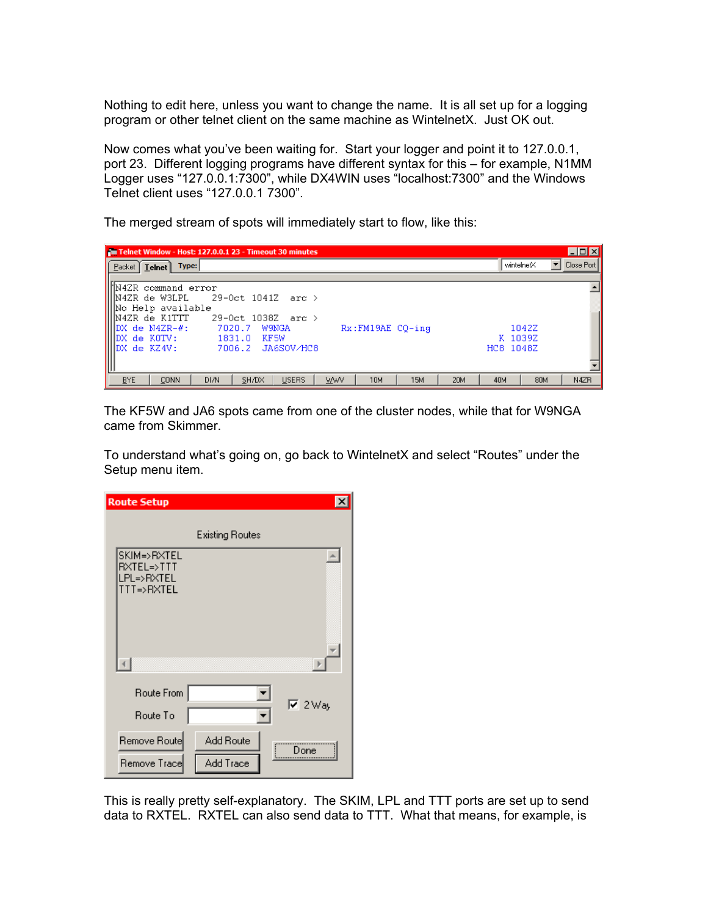Nothing to edit here, unless you want to change the name. It is all set up for a logging program or other telnet client on the same machine as WintelnetX. Just OK out.

Now comes what you've been waiting for. Start your logger and point it to 127.0.0.1, port 23. Different logging programs have different syntax for this – for example, N1MM Logger uses "127.0.0.1:7300", while DX4WIN uses "localhost:7300" and the Windows Telnet client uses "127.0.0.1 7300".

The merged stream of spots will immediately start to flow, like this:

```
N4ZR command error
N4ZR de W3LPL     29-Oct 1041Z  arc >
No Help available
N4ZR de K1TTT     29-Oct 1038Z  arc >
DX de N4ZR-#:      7020.7  W9NGA         Rx:FM19AE CQ-ing             1042Z
DX de K0TV:        1831.0  KF5W                                     K 1039Z
DX de KZ4V:        7006.2  JA6SOV/HC8                             HC8 1048Z
```

The KF5W and JA6 spots came from one of the cluster nodes, while that for W9NGA came from Skimmer.

To understand what's going on, go back to WintelnetX and select "Routes" under the Setup menu item.

Route Setup

Existing Routes

```
SKIM=>RXTEL
RXTEL=>TTT
LPL=>RXTEL
TTT=>RXTEL
```

This is really pretty self-explanatory. The SKIM, LPL and TTT ports are set up to send data to RXTEL. RXTEL can also send data to TTT. What that means, for example, is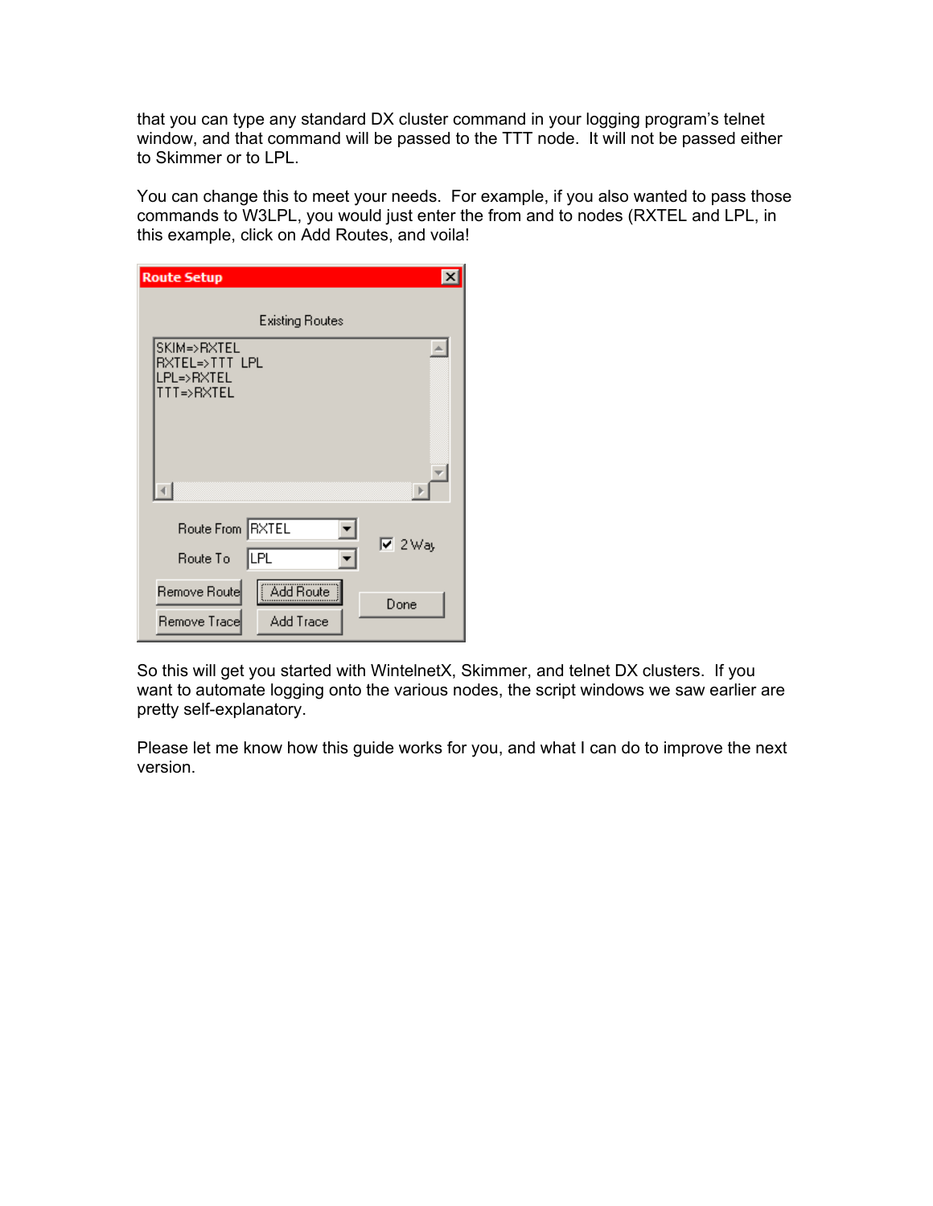that you can type any standard DX cluster command in your logging program's telnet window, and that command will be passed to the TTT node. It will not be passed either to Skimmer or to LPL.

You can change this to meet your needs. For example, if you also wanted to pass those commands to W3LPL, you would just enter the from and to nodes (RXTEL and LPL, in this example, click on Add Routes, and voila!

Route Setup

Existing Routes

SKIM=>RXTEL
RXTEL=>TTT LPL
LPL=>RXTEL
TTT=>RXTEL

Route From RXTEL

Route To LPL

2 Way

Remove Route

Add Route

Remove Trace

Add Trace

Done

So this will get you started with WintelnetX, Skimmer, and telnet DX clusters. If you want to automate logging onto the various nodes, the script windows we saw earlier are pretty self-explanatory.

Please let me know how this guide works for you, and what I can do to improve the next version.